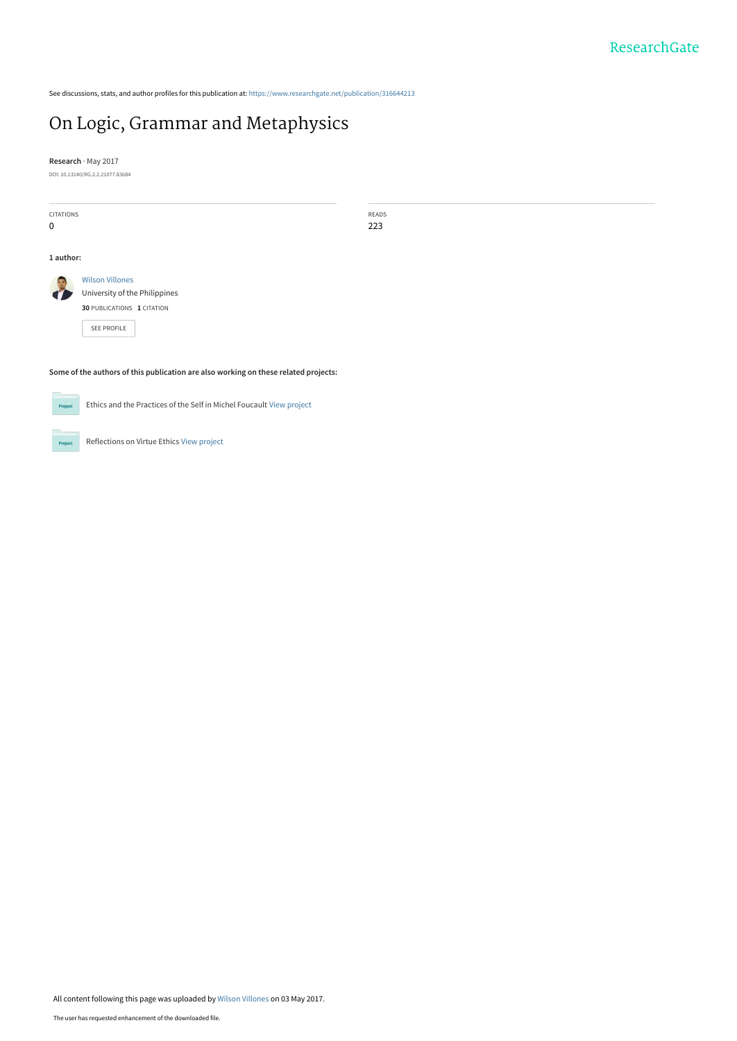See discussions, stats, and author profiles for this publication at: https://www.researchgate.net/publication/316644213

# On Logic, Grammar and Metaphysics

**Research** · May 2017

DOI: 10.13140/RG.2.2.21077.83684

| CITATIONS | READS |
|---|---|
| 0 | 223 |

**1 author:**

Wilson Villones
University of the Philippines
**30** PUBLICATIONS **1** CITATION

SEE PROFILE

**Some of the authors of this publication are also working on these related projects:**

Ethics and the Practices of the Self in Michel Foucault View project

Reflections on Virtue Ethics View project

All content following this page was uploaded by Wilson Villones on 03 May 2017.

The user has requested enhancement of the downloaded file.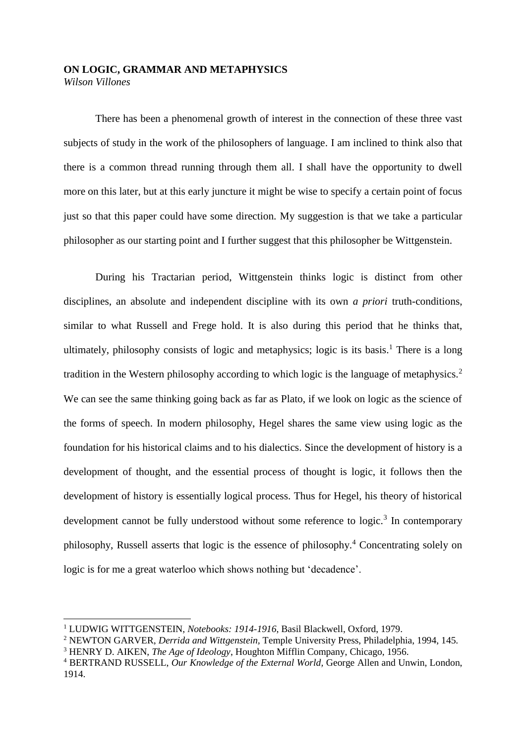**ON LOGIC, GRAMMAR AND METAPHYSICS**
*Wilson Villones*

There has been a phenomenal growth of interest in the connection of these three vast subjects of study in the work of the philosophers of language. I am inclined to think also that there is a common thread running through them all. I shall have the opportunity to dwell more on this later, but at this early juncture it might be wise to specify a certain point of focus just so that this paper could have some direction. My suggestion is that we take a particular philosopher as our starting point and I further suggest that this philosopher be Wittgenstein.

During his Tractarian period, Wittgenstein thinks logic is distinct from other disciplines, an absolute and independent discipline with its own *a priori* truth-conditions, similar to what Russell and Frege hold. It is also during this period that he thinks that, ultimately, philosophy consists of logic and metaphysics; logic is its basis.[1] There is a long tradition in the Western philosophy according to which logic is the language of metaphysics.[2] We can see the same thinking going back as far as Plato, if we look on logic as the science of the forms of speech. In modern philosophy, Hegel shares the same view using logic as the foundation for his historical claims and to his dialectics. Since the development of history is a development of thought, and the essential process of thought is logic, it follows then the development of history is essentially logical process. Thus for Hegel, his theory of historical development cannot be fully understood without some reference to logic.[3] In contemporary philosophy, Russell asserts that logic is the essence of philosophy.[4] Concentrating solely on logic is for me a great waterloo which shows nothing but 'decadence'.

---

[1] LUDWIG WITTGENSTEIN, *Notebooks: 1914-1916*, Basil Blackwell, Oxford, 1979.

[2] NEWTON GARVER, *Derrida and Wittgenstein*, Temple University Press, Philadelphia, 1994, 145.

[3] HENRY D. AIKEN, *The Age of Ideology*, Houghton Mifflin Company, Chicago, 1956.

[4] BERTRAND RUSSELL, *Our Knowledge of the External World*, George Allen and Unwin, London, 1914.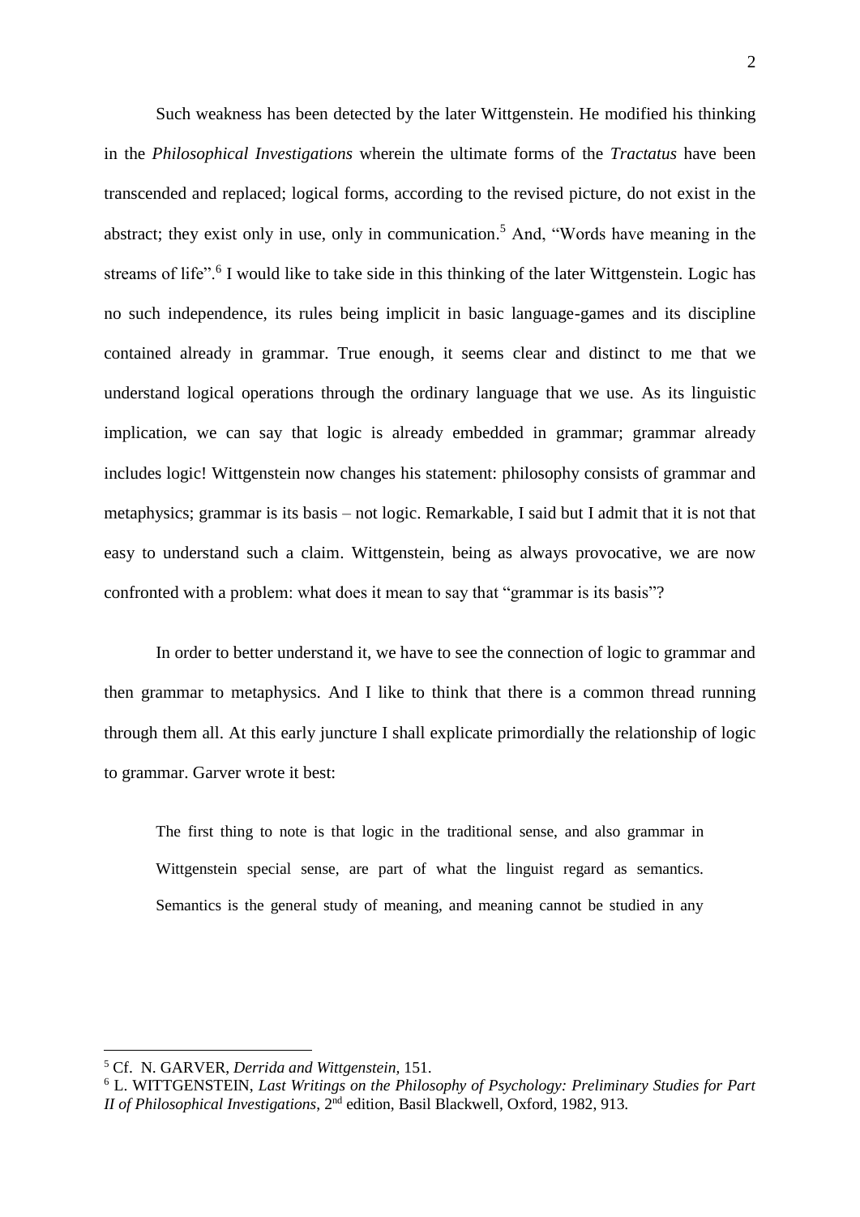Such weakness has been detected by the later Wittgenstein. He modified his thinking in the *Philosophical Investigations* wherein the ultimate forms of the *Tractatus* have been transcended and replaced; logical forms, according to the revised picture, do not exist in the abstract; they exist only in use, only in communication.[5] And, "Words have meaning in the streams of life".[6] I would like to take side in this thinking of the later Wittgenstein. Logic has no such independence, its rules being implicit in basic language-games and its discipline contained already in grammar. True enough, it seems clear and distinct to me that we understand logical operations through the ordinary language that we use. As its linguistic implication, we can say that logic is already embedded in grammar; grammar already includes logic! Wittgenstein now changes his statement: philosophy consists of grammar and metaphysics; grammar is its basis – not logic. Remarkable, I said but I admit that it is not that easy to understand such a claim. Wittgenstein, being as always provocative, we are now confronted with a problem: what does it mean to say that "grammar is its basis"?

In order to better understand it, we have to see the connection of logic to grammar and then grammar to metaphysics. And I like to think that there is a common thread running through them all. At this early juncture I shall explicate primordially the relationship of logic to grammar. Garver wrote it best:

> The first thing to note is that logic in the traditional sense, and also grammar in Wittgenstein special sense, are part of what the linguist regard as semantics. Semantics is the general study of meaning, and meaning cannot be studied in any

---

[5] Cf. N. GARVER, *Derrida and Wittgenstein*, 151.

[6] L. WITTGENSTEIN, *Last Writings on the Philosophy of Psychology: Preliminary Studies for Part II of Philosophical Investigations*, 2nd edition, Basil Blackwell, Oxford, 1982, 913.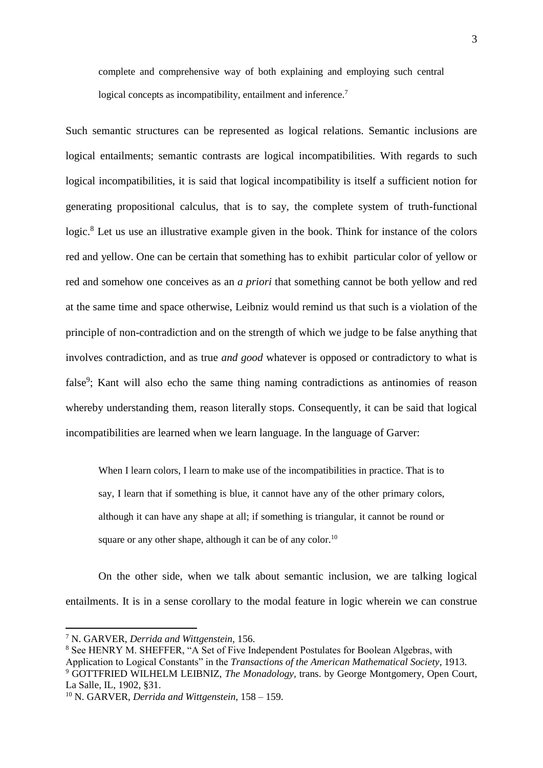> complete and comprehensive way of both explaining and employing such central logical concepts as incompatibility, entailment and inference.[7]

Such semantic structures can be represented as logical relations. Semantic inclusions are logical entailments; semantic contrasts are logical incompatibilities. With regards to such logical incompatibilities, it is said that logical incompatibility is itself a sufficient notion for generating propositional calculus, that is to say, the complete system of truth-functional logic.[8] Let us use an illustrative example given in the book. Think for instance of the colors red and yellow. One can be certain that something has to exhibit particular color of yellow or red and somehow one conceives as an *a priori* that something cannot be both yellow and red at the same time and space otherwise, Leibniz would remind us that such is a violation of the principle of non-contradiction and on the strength of which we judge to be false anything that involves contradiction, and as true *and good* whatever is opposed or contradictory to what is false[9]; Kant will also echo the same thing naming contradictions as antinomies of reason whereby understanding them, reason literally stops. Consequently, it can be said that logical incompatibilities are learned when we learn language. In the language of Garver:

> When I learn colors, I learn to make use of the incompatibilities in practice. That is to say, I learn that if something is blue, it cannot have any of the other primary colors, although it can have any shape at all; if something is triangular, it cannot be round or square or any other shape, although it can be of any color.[10]

On the other side, when we talk about semantic inclusion, we are talking logical entailments. It is in a sense corollary to the modal feature in logic wherein we can construe

---

[7] N. GARVER, *Derrida and Wittgenstein,* 156.

[8] See HENRY M. SHEFFER, "A Set of Five Independent Postulates for Boolean Algebras, with Application to Logical Constants" in the *Transactions of the American Mathematical Society*, 1913.

[9] GOTTFRIED WILHELM LEIBNIZ, *The Monadology*, trans. by George Montgomery, Open Court, La Salle, IL, 1902, §31.

[10] N. GARVER, *Derrida and Wittgenstein,* 158 – 159.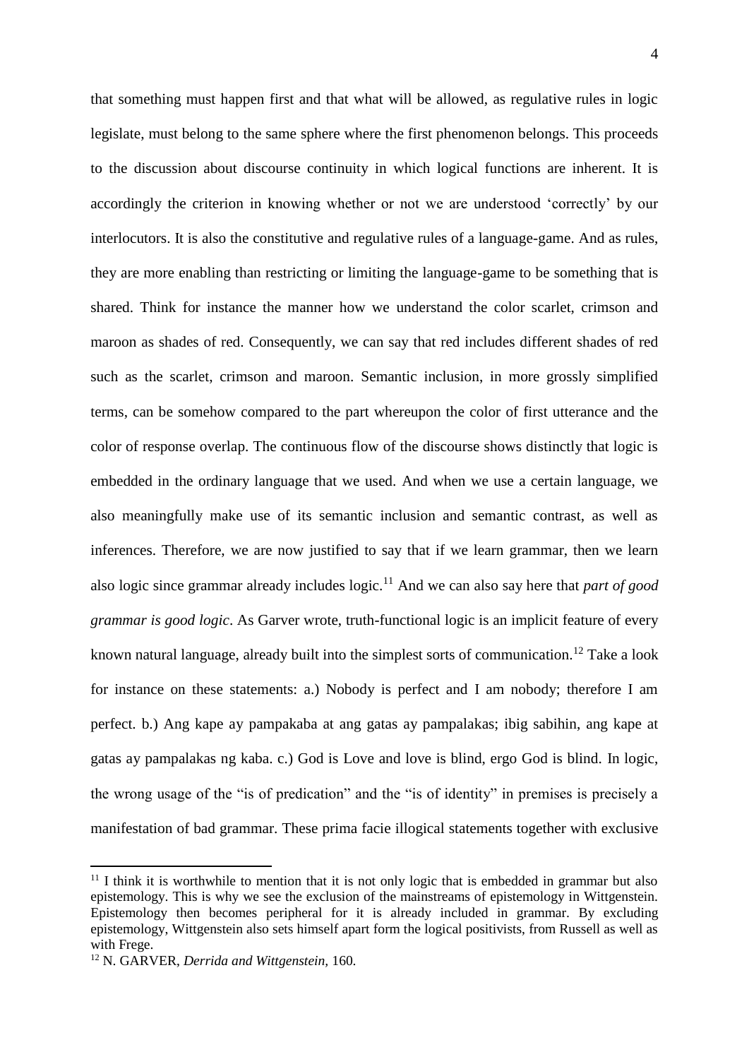that something must happen first and that what will be allowed, as regulative rules in logic legislate, must belong to the same sphere where the first phenomenon belongs. This proceeds to the discussion about discourse continuity in which logical functions are inherent. It is accordingly the criterion in knowing whether or not we are understood 'correctly' by our interlocutors. It is also the constitutive and regulative rules of a language-game. And as rules, they are more enabling than restricting or limiting the language-game to be something that is shared. Think for instance the manner how we understand the color scarlet, crimson and maroon as shades of red. Consequently, we can say that red includes different shades of red such as the scarlet, crimson and maroon. Semantic inclusion, in more grossly simplified terms, can be somehow compared to the part whereupon the color of first utterance and the color of response overlap. The continuous flow of the discourse shows distinctly that logic is embedded in the ordinary language that we used. And when we use a certain language, we also meaningfully make use of its semantic inclusion and semantic contrast, as well as inferences. Therefore, we are now justified to say that if we learn grammar, then we learn also logic since grammar already includes logic.[11] And we can also say here that *part of good grammar is good logic*. As Garver wrote, truth-functional logic is an implicit feature of every known natural language, already built into the simplest sorts of communication.[12] Take a look for instance on these statements: a.) Nobody is perfect and I am nobody; therefore I am perfect. b.) Ang kape ay pampakaba at ang gatas ay pampalakas; ibig sabihin, ang kape at gatas ay pampalakas ng kaba. c.) God is Love and love is blind, ergo God is blind. In logic, the wrong usage of the "is of predication" and the "is of identity" in premises is precisely a manifestation of bad grammar. These prima facie illogical statements together with exclusive

---

[11] I think it is worthwhile to mention that it is not only logic that is embedded in grammar but also epistemology. This is why we see the exclusion of the mainstreams of epistemology in Wittgenstein. Epistemology then becomes peripheral for it is already included in grammar. By excluding epistemology, Wittgenstein also sets himself apart form the logical positivists, from Russell as well as with Frege.

[12] N. GARVER, *Derrida and Wittgenstein*, 160.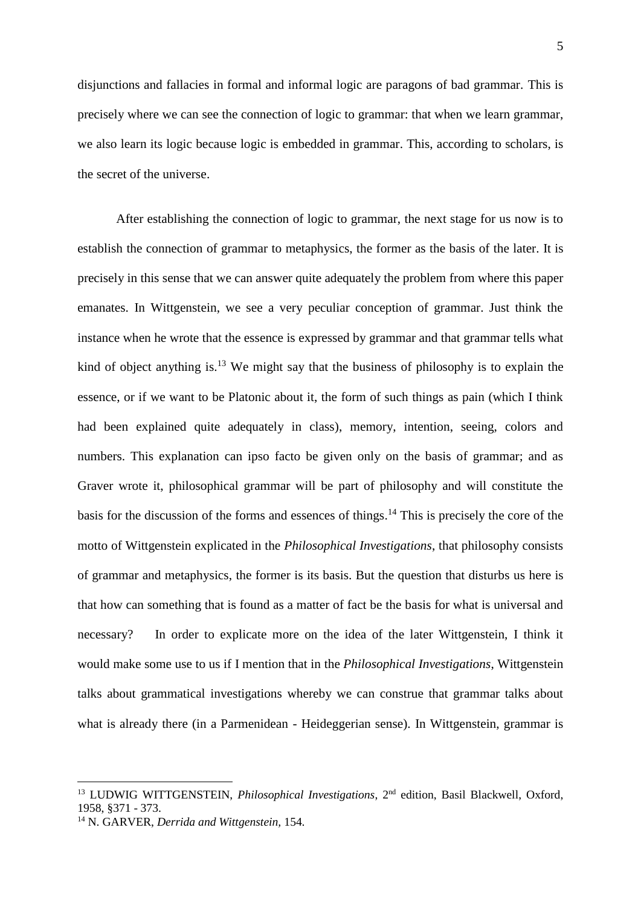disjunctions and fallacies in formal and informal logic are paragons of bad grammar. This is precisely where we can see the connection of logic to grammar: that when we learn grammar, we also learn its logic because logic is embedded in grammar. This, according to scholars, is the secret of the universe.

After establishing the connection of logic to grammar, the next stage for us now is to establish the connection of grammar to metaphysics, the former as the basis of the later. It is precisely in this sense that we can answer quite adequately the problem from where this paper emanates. In Wittgenstein, we see a very peculiar conception of grammar. Just think the instance when he wrote that the essence is expressed by grammar and that grammar tells what kind of object anything is.[13] We might say that the business of philosophy is to explain the essence, or if we want to be Platonic about it, the form of such things as pain (which I think had been explained quite adequately in class), memory, intention, seeing, colors and numbers. This explanation can ipso facto be given only on the basis of grammar; and as Graver wrote it, philosophical grammar will be part of philosophy and will constitute the basis for the discussion of the forms and essences of things.[14] This is precisely the core of the motto of Wittgenstein explicated in the *Philosophical Investigations*, that philosophy consists of grammar and metaphysics, the former is its basis. But the question that disturbs us here is that how can something that is found as a matter of fact be the basis for what is universal and necessary? In order to explicate more on the idea of the later Wittgenstein, I think it would make some use to us if I mention that in the *Philosophical Investigations*, Wittgenstein talks about grammatical investigations whereby we can construe that grammar talks about what is already there (in a Parmenidean - Heideggerian sense). In Wittgenstein, grammar is

---

[13] LUDWIG WITTGENSTEIN, *Philosophical Investigations*, 2nd edition, Basil Blackwell, Oxford, 1958, §371 - 373.

[14] N. GARVER, *Derrida and Wittgenstein*, 154.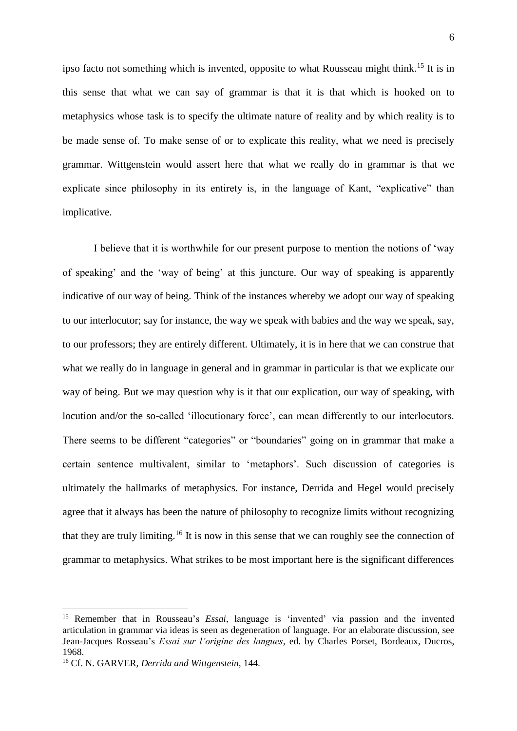ipso facto not something which is invented, opposite to what Rousseau might think.[15] It is in this sense that what we can say of grammar is that it is that which is hooked on to metaphysics whose task is to specify the ultimate nature of reality and by which reality is to be made sense of. To make sense of or to explicate this reality, what we need is precisely grammar. Wittgenstein would assert here that what we really do in grammar is that we explicate since philosophy in its entirety is, in the language of Kant, "explicative" than implicative.

I believe that it is worthwhile for our present purpose to mention the notions of 'way of speaking' and the 'way of being' at this juncture. Our way of speaking is apparently indicative of our way of being. Think of the instances whereby we adopt our way of speaking to our interlocutor; say for instance, the way we speak with babies and the way we speak, say, to our professors; they are entirely different. Ultimately, it is in here that we can construe that what we really do in language in general and in grammar in particular is that we explicate our way of being. But we may question why is it that our explication, our way of speaking, with locution and/or the so-called 'illocutionary force', can mean differently to our interlocutors. There seems to be different "categories" or "boundaries" going on in grammar that make a certain sentence multivalent, similar to 'metaphors'. Such discussion of categories is ultimately the hallmarks of metaphysics. For instance, Derrida and Hegel would precisely agree that it always has been the nature of philosophy to recognize limits without recognizing that they are truly limiting.[16] It is now in this sense that we can roughly see the connection of grammar to metaphysics. What strikes to be most important here is the significant differences

---

[15] Remember that in Rousseau's *Essai*, language is 'invented' via passion and the invented articulation in grammar via ideas is seen as degeneration of language. For an elaborate discussion, see Jean-Jacques Rosseau's *Essai sur l'origine des langues*, ed. by Charles Porset, Bordeaux, Ducros, 1968.

[16] Cf. N. GARVER, *Derrida and Wittgenstein*, 144.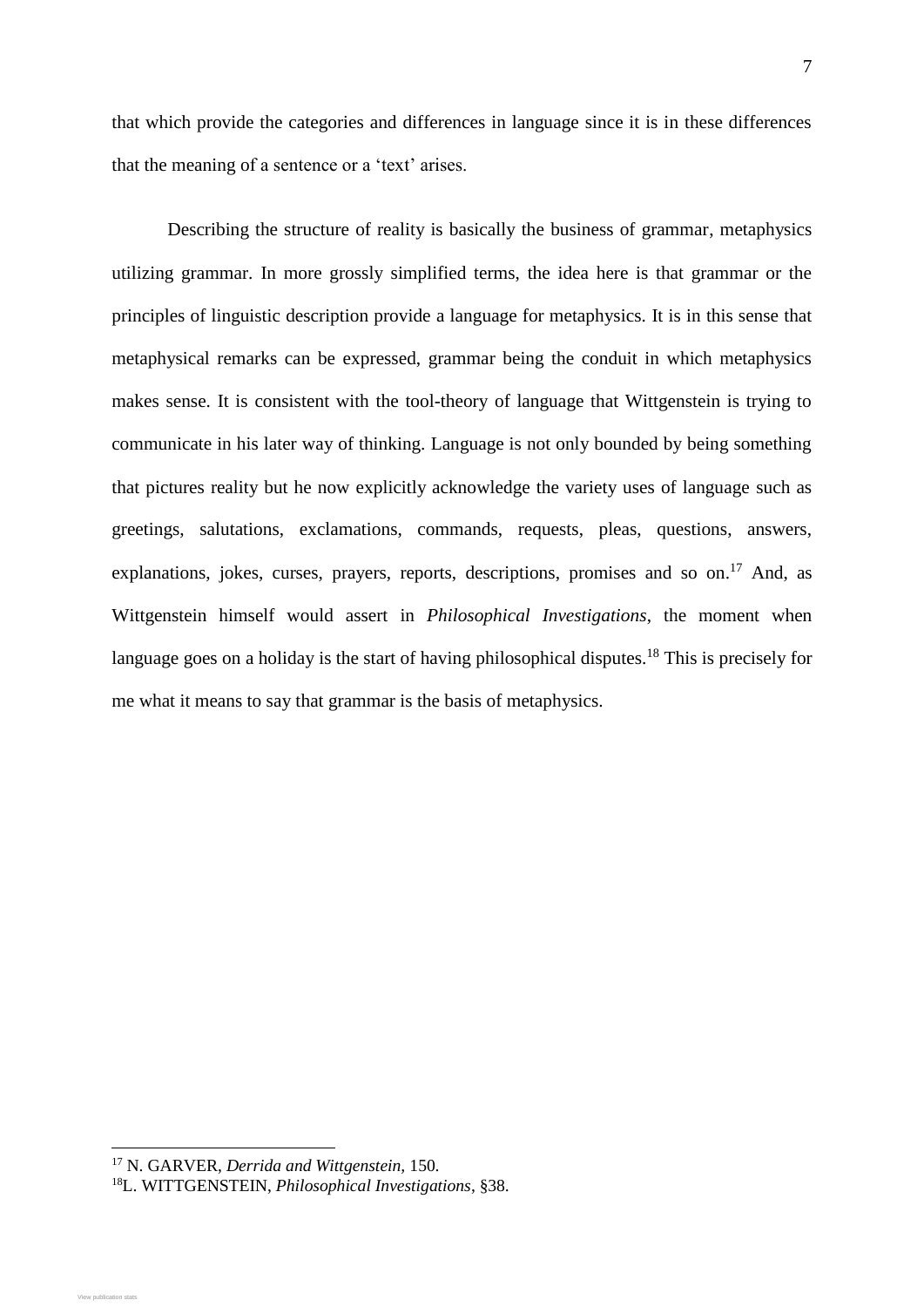that which provide the categories and differences in language since it is in these differences that the meaning of a sentence or a 'text' arises.

Describing the structure of reality is basically the business of grammar, metaphysics utilizing grammar. In more grossly simplified terms, the idea here is that grammar or the principles of linguistic description provide a language for metaphysics. It is in this sense that metaphysical remarks can be expressed, grammar being the conduit in which metaphysics makes sense. It is consistent with the tool-theory of language that Wittgenstein is trying to communicate in his later way of thinking. Language is not only bounded by being something that pictures reality but he now explicitly acknowledge the variety uses of language such as greetings, salutations, exclamations, commands, requests, pleas, questions, answers, explanations, jokes, curses, prayers, reports, descriptions, promises and so on.[17] And, as Wittgenstein himself would assert in *Philosophical Investigations*, the moment when language goes on a holiday is the start of having philosophical disputes.[18] This is precisely for me what it means to say that grammar is the basis of metaphysics.

---

[17] N. GARVER, *Derrida and Wittgenstein*, 150.

[18] L. WITTGENSTEIN, *Philosophical Investigations*, §38.